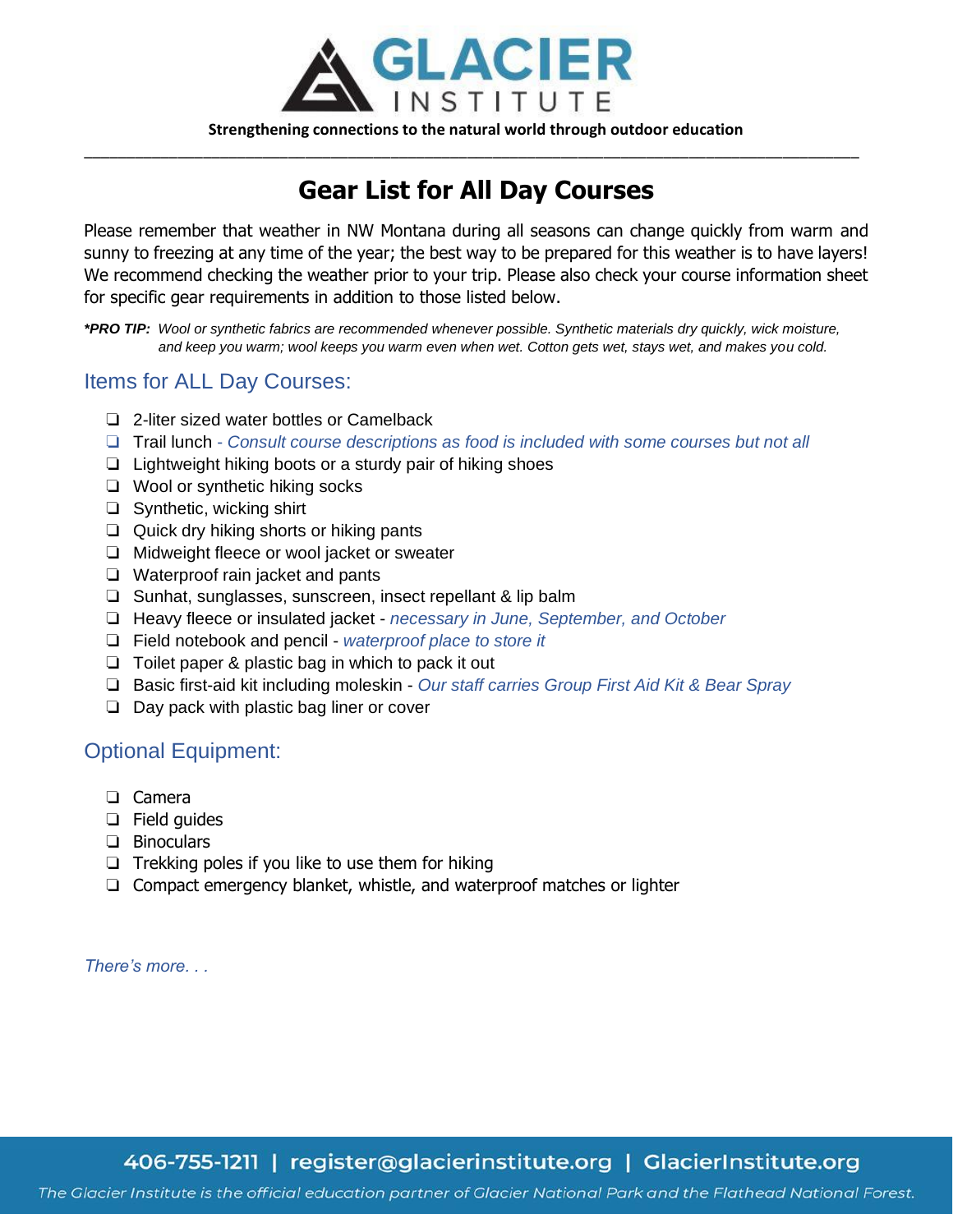# GLACIER INSTITUTE

**Strengthening connections to the natural world through outdoor education**

---

## Gear List for All Day Courses

Please remember that weather in NW Montana during all seasons can change quickly from warm and sunny to freezing at any time of the year; the best way to be prepared for this weather is to have layers! We recommend checking the weather prior to your trip. Please also check your course information sheet for specific gear requirements in addition to those listed below.

***PRO TIP:** *Wool or synthetic fabrics are recommended whenever possible. Synthetic materials dry quickly, wick moisture, and keep you warm; wool keeps you warm even when wet. Cotton gets wet, stays wet, and makes you cold.*

### Items for ALL Day Courses:

- ❑ 2-liter sized water bottles or Camelback
- ❑ Trail lunch *- Consult course descriptions as food is included with some courses but not all*
- ❑ Lightweight hiking boots or a sturdy pair of hiking shoes
- ❑ Wool or synthetic hiking socks
- ❑ Synthetic, wicking shirt
- ❑ Quick dry hiking shorts or hiking pants
- ❑ Midweight fleece or wool jacket or sweater
- ❑ Waterproof rain jacket and pants
- ❑ Sunhat, sunglasses, sunscreen, insect repellant & lip balm
- ❑ Heavy fleece or insulated jacket - *necessary in June, September, and October*
- ❑ Field notebook and pencil - *waterproof place to store it*
- ❑ Toilet paper & plastic bag in which to pack it out
- ❑ Basic first-aid kit including moleskin - *Our staff carries Group First Aid Kit & Bear Spray*
- ❑ Day pack with plastic bag liner or cover

### Optional Equipment:

- ❑ Camera
- ❑ Field guides
- ❑ Binoculars
- ❑ Trekking poles if you like to use them for hiking
- ❑ Compact emergency blanket, whistle, and waterproof matches or lighter

*There's more. . .*

406-755-1211 | register@glacierinstitute.org | GlacierInstitute.org

*The Glacier Institute is the official education partner of Glacier National Park and the Flathead National Forest.*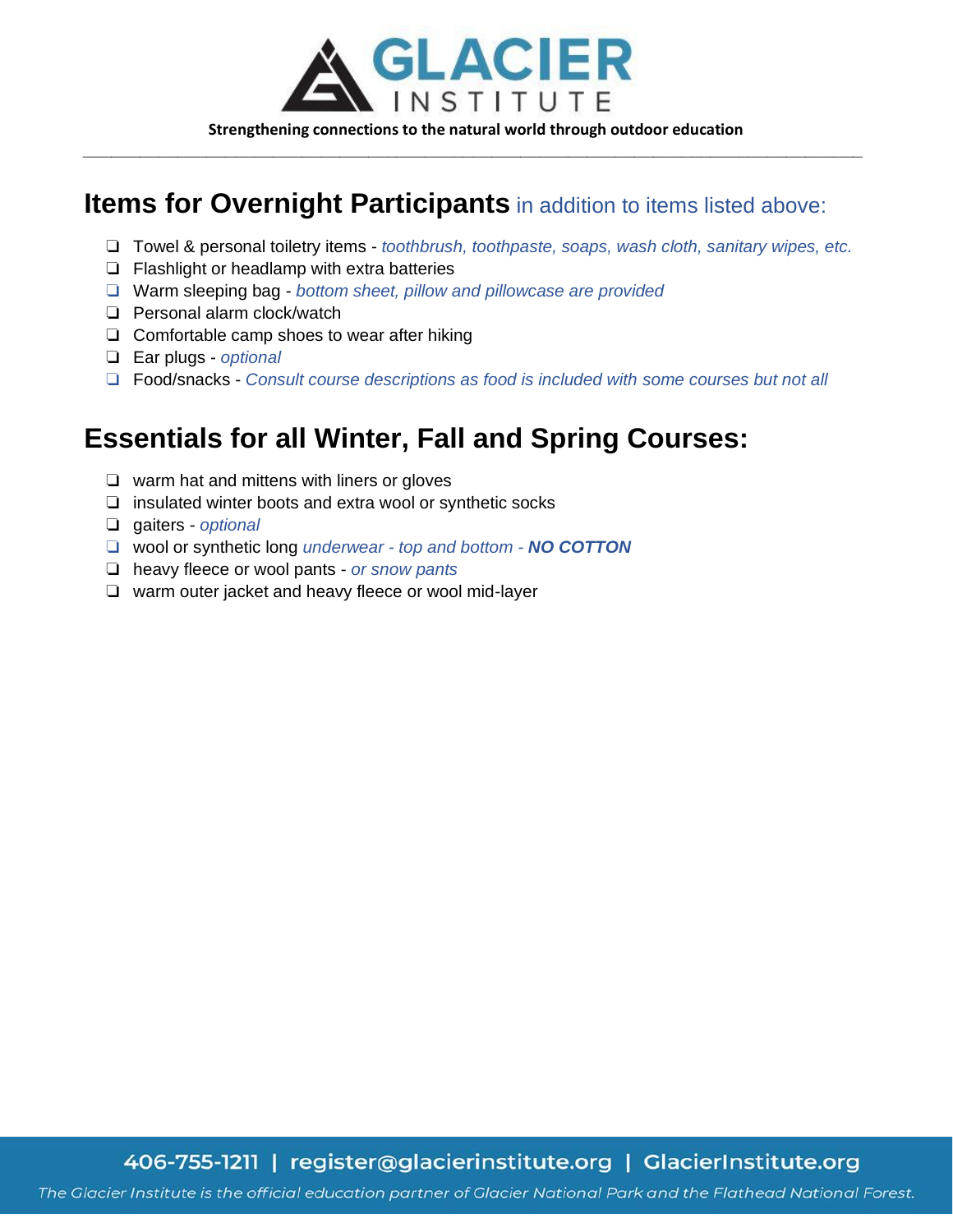**Strengthening connections to the natural world through outdoor education**

## Items for Overnight Participants in addition to items listed above:

- ❑ Towel & personal toiletry items - *toothbrush, toothpaste, soaps, wash cloth, sanitary wipes, etc.*
- ❑ Flashlight or headlamp with extra batteries
- ❑ Warm sleeping bag - *bottom sheet, pillow and pillowcase are provided*
- ❑ Personal alarm clock/watch
- ❑ Comfortable camp shoes to wear after hiking
- ❑ Ear plugs - *optional*
- ❑ Food/snacks - *Consult course descriptions as food is included with some courses but not all*

## Essentials for all Winter, Fall and Spring Courses:

- ❑ warm hat and mittens with liners or gloves
- ❑ insulated winter boots and extra wool or synthetic socks
- ❑ gaiters - *optional*
- ❑ wool or synthetic long *underwear - top and bottom -* ***NO COTTON***
- ❑ heavy fleece or wool pants - *or snow pants*
- ❑ warm outer jacket and heavy fleece or wool mid-layer

406-755-1211 | register@glacierinstitute.org | GlacierInstitute.org

*The Glacier Institute is the official education partner of Glacier National Park and the Flathead National Forest.*